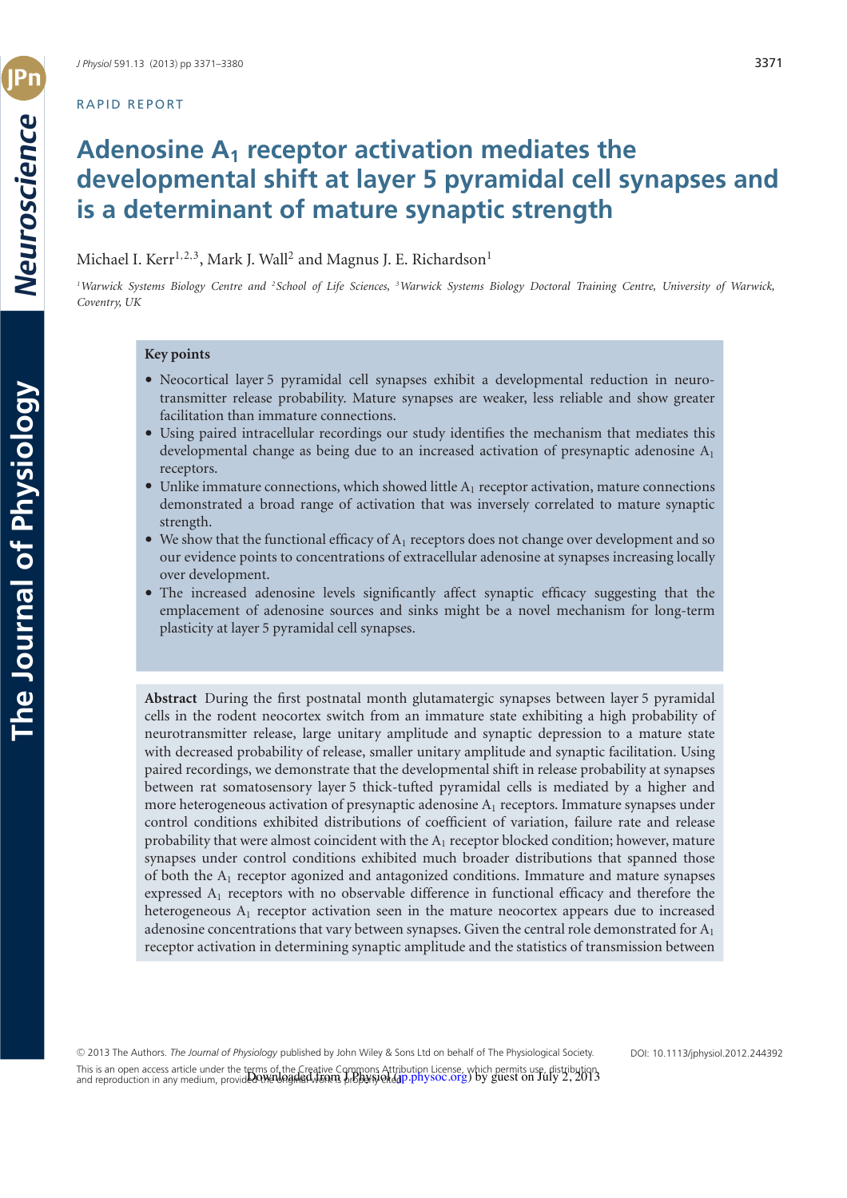RAPID REPORT

# Adenosine $A_1$ receptor activation mediates the developmental shift at layer 5 pyramidal cell synapses and is a determinant of mature synaptic strength

Michael I. Kerr[1,2,3], Mark J. Wall[2] and Magnus J. E. Richardson[1]

*[1]Warwick Systems Biology Centre and [2]School of Life Sciences, [3]Warwick Systems Biology Doctoral Training Centre, University of Warwick, Coventry, UK*

## Key points

- Neocortical layer 5 pyramidal cell synapses exhibit a developmental reduction in neurotransmitter release probability. Mature synapses are weaker, less reliable and show greater facilitation than immature connections.
- Using paired intracellular recordings our study identifies the mechanism that mediates this developmental change as being due to an increased activation of presynaptic adenosine $A_1$ receptors.
- Unlike immature connections, which showed little $A_1$ receptor activation, mature connections demonstrated a broad range of activation that was inversely correlated to mature synaptic strength.
- We show that the functional efficacy of $A_1$ receptors does not change over development and so our evidence points to concentrations of extracellular adenosine at synapses increasing locally over development.
- The increased adenosine levels significantly affect synaptic efficacy suggesting that the emplacement of adenosine sources and sinks might be a novel mechanism for long-term plasticity at layer 5 pyramidal cell synapses.

**Abstract** During the first postnatal month glutamatergic synapses between layer 5 pyramidal cells in the rodent neocortex switch from an immature state exhibiting a high probability of neurotransmitter release, large unitary amplitude and synaptic depression to a mature state with decreased probability of release, smaller unitary amplitude and synaptic facilitation. Using paired recordings, we demonstrate that the developmental shift in release probability at synapses between rat somatosensory layer 5 thick-tufted pyramidal cells is mediated by a higher and more heterogeneous activation of presynaptic adenosine $A_1$ receptors. Immature synapses under control conditions exhibited distributions of coefficient of variation, failure rate and release probability that were almost coincident with the $A_1$ receptor blocked condition; however, mature synapses under control conditions exhibited much broader distributions that spanned those of both the $A_1$ receptor agonized and antagonized conditions. Immature and mature synapses expressed $A_1$ receptors with no observable difference in functional efficacy and therefore the heterogeneous $A_1$ receptor activation seen in the mature neocortex appears due to increased adenosine concentrations that vary between synapses. Given the central role demonstrated for $A_1$ receptor activation in determining synaptic amplitude and the statistics of transmission between

© 2013 The Authors. *The Journal of Physiology* published by John Wiley & Sons Ltd on behalf of The Physiological Society.
This is an open access article under the terms of the Creative Commons Attribution License, which permits use, distribution and reproduction in any medium, provided the original work is properly cited.

DOI: 10.1113/jphysiol.2012.244392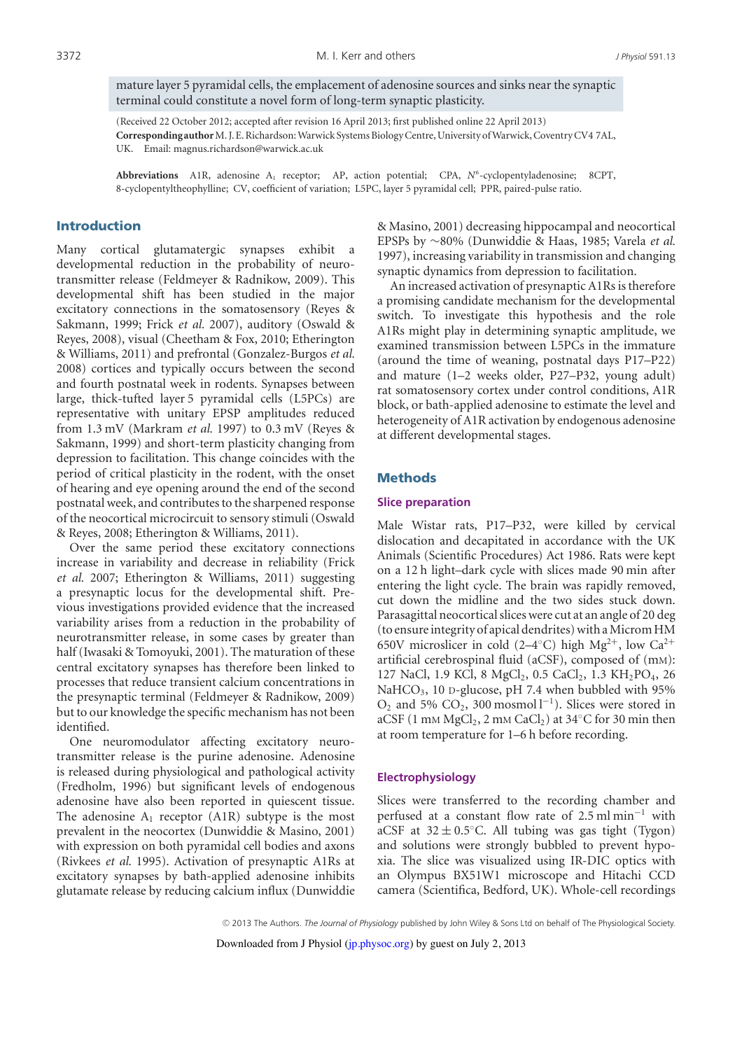mature layer 5 pyramidal cells, the emplacement of adenosine sources and sinks near the synaptic terminal could constitute a novel form of long-term synaptic plasticity.

(Received 22 October 2012; accepted after revision 16 April 2013; first published online 22 April 2013)
**Corresponding author** M. J. E. Richardson: Warwick Systems Biology Centre, University of Warwick, Coventry CV4 7AL, UK. Email: magnus.richardson@warwick.ac.uk

**Abbreviations** A1R, adenosine $A_1$ receptor; AP, action potential; CPA, $N^6$-cyclopentyladenosine; 8CPT, 8-cyclopentyltheophylline; CV, coefficient of variation; L5PC, layer 5 pyramidal cell; PPR, paired-pulse ratio.

## Introduction

Many cortical glutamatergic synapses exhibit a developmental reduction in the probability of neurotransmitter release (Feldmeyer & Radnikow, 2009). This developmental shift has been studied in the major excitatory connections in the somatosensory (Reyes & Sakmann, 1999; Frick *et al.* 2007), auditory (Oswald & Reyes, 2008), visual (Cheetham & Fox, 2010; Etherington & Williams, 2011) and prefrontal (Gonzalez-Burgos *et al.* 2008) cortices and typically occurs between the second and fourth postnatal week in rodents. Synapses between large, thick-tufted layer 5 pyramidal cells (L5PCs) are representative with unitary EPSP amplitudes reduced from 1.3 mV (Markram *et al.* 1997) to 0.3 mV (Reyes & Sakmann, 1999) and short-term plasticity changing from depression to facilitation. This change coincides with the period of critical plasticity in the rodent, with the onset of hearing and eye opening around the end of the second postnatal week, and contributes to the sharpened response of the neocortical microcircuit to sensory stimuli (Oswald & Reyes, 2008; Etherington & Williams, 2011).

Over the same period these excitatory connections increase in variability and decrease in reliability (Frick *et al.* 2007; Etherington & Williams, 2011) suggesting a presynaptic locus for the developmental shift. Previous investigations provided evidence that the increased variability arises from a reduction in the probability of neurotransmitter release, in some cases by greater than half (Iwasaki & Tomoyuki, 2001). The maturation of these central excitatory synapses has therefore been linked to processes that reduce transient calcium concentrations in the presynaptic terminal (Feldmeyer & Radnikow, 2009) but to our knowledge the specific mechanism has not been identified.

One neuromodulator affecting excitatory neurotransmitter release is the purine adenosine. Adenosine is released during physiological and pathological activity (Fredholm, 1996) but significant levels of endogenous adenosine have also been reported in quiescent tissue. The adenosine $A_1$ receptor (A1R) subtype is the most prevalent in the neocortex (Dunwiddie & Masino, 2001) with expression on both pyramidal cell bodies and axons (Rivkees *et al.* 1995). Activation of presynaptic A1Rs at excitatory synapses by bath-applied adenosine inhibits glutamate release by reducing calcium influx (Dunwiddie & Masino, 2001) decreasing hippocampal and neocortical EPSPs by ~80% (Dunwiddie & Haas, 1985; Varela *et al.* 1997), increasing variability in transmission and changing synaptic dynamics from depression to facilitation.

An increased activation of presynaptic A1Rs is therefore a promising candidate mechanism for the developmental switch. To investigate this hypothesis and the role A1Rs might play in determining synaptic amplitude, we examined transmission between L5PCs in the immature (around the time of weaning, postnatal days P17–P22) and mature (1–2 weeks older, P27–P32, young adult) rat somatosensory cortex under control conditions, A1R block, or bath-applied adenosine to estimate the level and heterogeneity of A1R activation by endogenous adenosine at different developmental stages.

## Methods

### Slice preparation

Male Wistar rats, P17–P32, were killed by cervical dislocation and decapitated in accordance with the UK Animals (Scientific Procedures) Act 1986. Rats were kept on a 12 h light–dark cycle with slices made 90 min after entering the light cycle. The brain was rapidly removed, cut down the midline and the two sides stuck down. Parasagittal neocortical slices were cut at an angle of 20 deg (to ensure integrity of apical dendrites) with a Microm HM 650V microslicer in cold (2–4°C) high $Mg^{2+}$, low $Ca^{2+}$ artificial cerebrospinal fluid (aCSF), composed of (mM): 127 NaCl, 1.9 KCl, 8 $MgCl_2$, 0.5 $CaCl_2$, 1.3 $KH_2PO_4$, 26 $NaHCO_3$, 10 D-glucose, pH 7.4 when bubbled with 95% $O_2$ and 5% $CO_2$, 300 mosmol $l^{-1}$). Slices were stored in aCSF (1 mM $MgCl_2$, 2 mM $CaCl_2$) at 34°C for 30 min then at room temperature for 1–6 h before recording.

### Electrophysiology

Slices were transferred to the recording chamber and perfused at a constant flow rate of 2.5 ml $min^{-1}$ with aCSF at $32 \pm 0.5$°C. All tubing was gas tight (Tygon) and solutions were strongly bubbled to prevent hypoxia. The slice was visualized using IR-DIC optics with an Olympus BX51W1 microscope and Hitachi CCD camera (Scientifica, Bedford, UK). Whole-cell recordings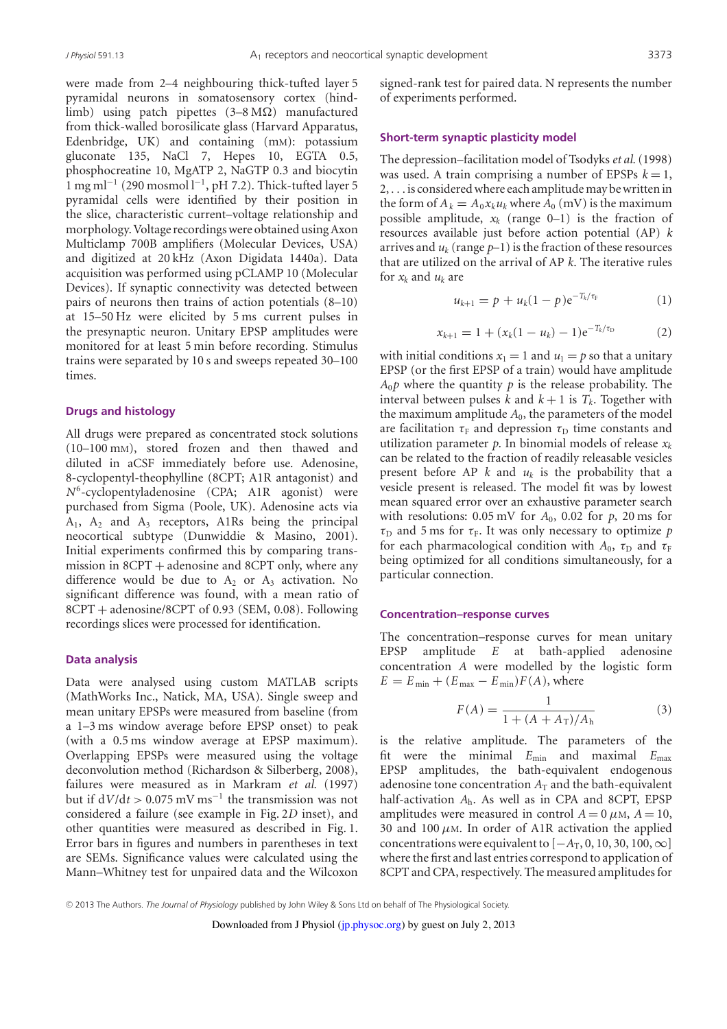were made from 2–4 neighbouring thick-tufted layer 5 pyramidal neurons in somatosensory cortex (hind-limb) using patch pipettes (3–8 MΩ) manufactured from thick-walled borosilicate glass (Harvard Apparatus, Edenbridge, UK) and containing (mM): potassium gluconate 135, NaCl 7, Hepes 10, EGTA 0.5, phosphocreatine 10, MgATP 2, NaGTP 0.3 and biocytin 1 mg ml$^{-1}$ (290 mosmol l$^{-1}$, pH 7.2). Thick-tufted layer 5 pyramidal cells were identified by their position in the slice, characteristic current–voltage relationship and morphology. Voltage recordings were obtained using Axon Multiclamp 700B amplifiers (Molecular Devices, USA) and digitized at 20 kHz (Axon Digidata 1440a). Data acquisition was performed using pCLAMP 10 (Molecular Devices). If synaptic connectivity was detected between pairs of neurons then trains of action potentials (8–10) at 15–50 Hz were elicited by 5 ms current pulses in the presynaptic neuron. Unitary EPSP amplitudes were monitored for at least 5 min before recording. Stimulus trains were separated by 10 s and sweeps repeated 30–100 times.

### Drugs and histology

All drugs were prepared as concentrated stock solutions (10–100 mM), stored frozen and then thawed and diluted in aCSF immediately before use. Adenosine, 8-cyclopentyl-theophylline (8CPT; A1R antagonist) and $N^6$-cyclopentyladenosine (CPA; A1R agonist) were purchased from Sigma (Poole, UK). Adenosine acts via $A_1$, $A_2$ and $A_3$ receptors, A1Rs being the principal neocortical subtype (Dunwiddie & Masino, 2001). Initial experiments confirmed this by comparing transmission in 8CPT + adenosine and 8CPT only, where any difference would be due to $A_2$ or $A_3$ activation. No significant difference was found, with a mean ratio of 8CPT + adenosine/8CPT of 0.93 (SEM, 0.08). Following recordings slices were processed for identification.

### Data analysis

Data were analysed using custom MATLAB scripts (MathWorks Inc., Natick, MA, USA). Single sweep and mean unitary EPSPs were measured from baseline (from a 1–3 ms window average before EPSP onset) to peak (with a 0.5 ms window average at EPSP maximum). Overlapping EPSPs were measured using the voltage deconvolution method (Richardson & Silberberg, 2008), failures were measured as in Markram *et al.* (1997) but if $\mathrm{d}V/\mathrm{d}t > 0.075$ mV ms$^{-1}$ the transmission was not considered a failure (see example in Fig. 2*D* inset), and other quantities were measured as described in Fig. 1. Error bars in figures and numbers in parentheses in text are SEMs. Significance values were calculated using the Mann–Whitney test for unpaired data and the Wilcoxon signed-rank test for paired data. N represents the number of experiments performed.

### Short-term synaptic plasticity model

The depression–facilitation model of Tsodyks *et al.* (1998) was used. A train comprising a number of EPSPs $k = 1, 2, \ldots$ is considered where each amplitude may be written in the form of $A_k = A_0 x_k u_k$ where $A_0$ (mV) is the maximum possible amplitude, $x_k$ (range 0–1) is the fraction of resources available just before action potential (AP) $k$ arrives and $u_k$ (range $p$–1) is the fraction of these resources that are utilized on the arrival of AP $k$. The iterative rules for $x_k$ and $u_k$ are

$$u_{k+1} = p + u_k(1 - p)\mathrm{e}^{-T_k/\tau_\mathrm{F}} \tag{1}$$

$$x_{k+1} = 1 + (x_k(1 - u_k) - 1)\mathrm{e}^{-T_k/\tau_\mathrm{D}} \tag{2}$$

with initial conditions $x_1 = 1$ and $u_1 = p$ so that a unitary EPSP (or the first EPSP of a train) would have amplitude $A_0 p$ where the quantity $p$ is the release probability. The interval between pulses $k$ and $k + 1$ is $T_k$. Together with the maximum amplitude $A_0$, the parameters of the model are facilitation $\tau_\mathrm{F}$ and depression $\tau_\mathrm{D}$ time constants and utilization parameter $p$. In binomial models of release $x_k$ can be related to the fraction of readily releasable vesicles present before AP $k$ and $u_k$ is the probability that a vesicle present is released. The model fit was by lowest mean squared error over an exhaustive parameter search with resolutions: 0.05 mV for $A_0$, 0.02 for $p$, 20 ms for $\tau_\mathrm{D}$ and 5 ms for $\tau_\mathrm{F}$. It was only necessary to optimize $p$ for each pharmacological condition with $A_0$, $\tau_\mathrm{D}$ and $\tau_\mathrm{F}$ being optimized for all conditions simultaneously, for a particular connection.

### Concentration–response curves

The concentration–response curves for mean unitary EPSP amplitude $E$ at bath-applied adenosine concentration $A$ were modelled by the logistic form $E = E_{\min} + (E_{\max} - E_{\min})F(A)$, where

$$F(A) = \frac{1}{1 + (A + A_\mathrm{T})/A_\mathrm{h}} \tag{3}$$

is the relative amplitude. The parameters of the fit were the minimal $E_{\min}$ and maximal $E_{\max}$ EPSP amplitudes, the bath-equivalent endogenous adenosine tone concentration $A_\mathrm{T}$ and the bath-equivalent half-activation $A_\mathrm{h}$. As well as in CPA and 8CPT, EPSP amplitudes were measured in control $A = 0\,\mu$M, $A = 10$, 30 and 100 $\mu$M. In order of A1R activation the applied concentrations were equivalent to $[-A_\mathrm{T}, 0, 10, 30, 100, \infty]$ where the first and last entries correspond to application of 8CPT and CPA, respectively. The measured amplitudes for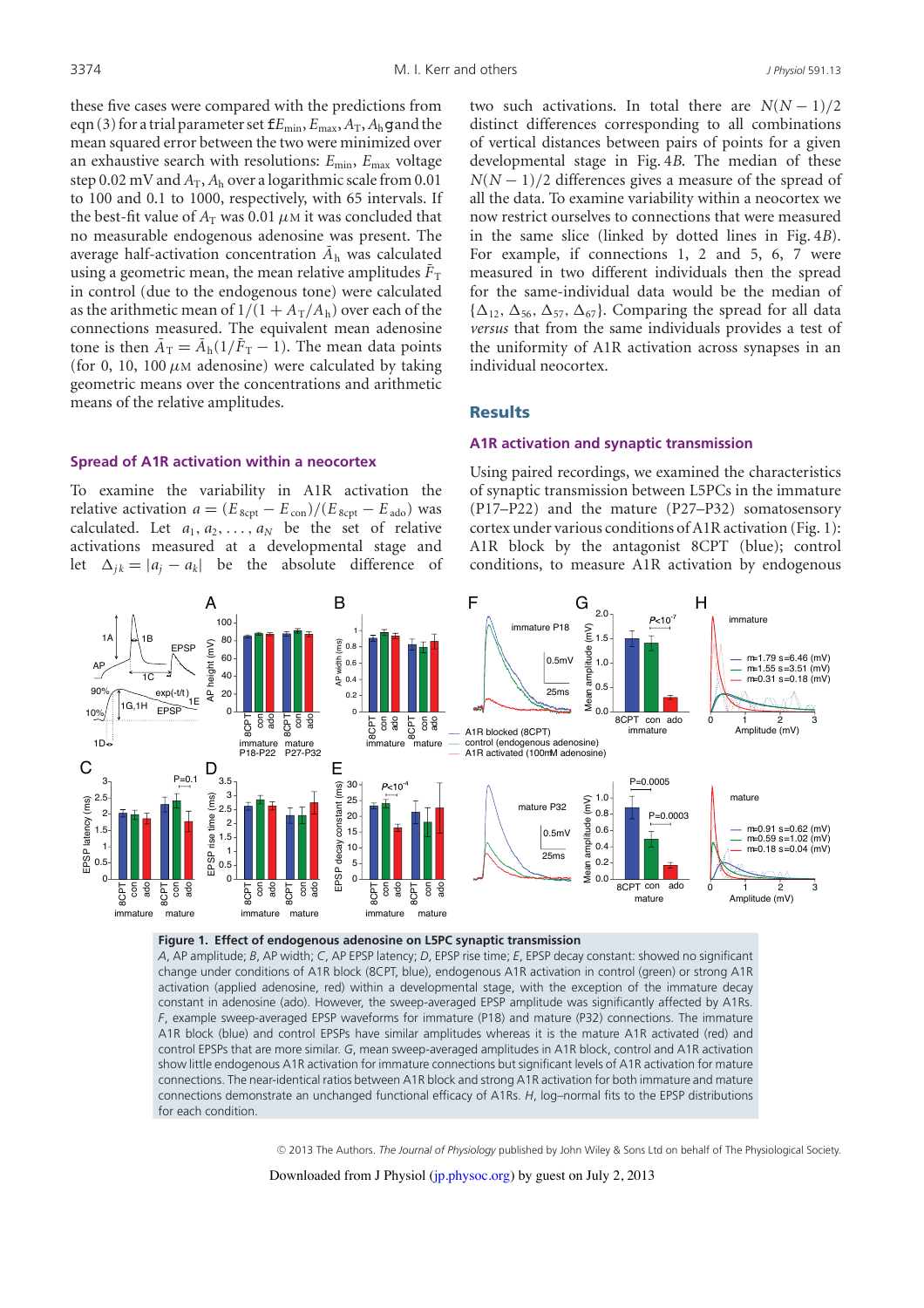these five cases were compared with the predictions from eqn (3) for a trial parameter set $\{E_{min}, E_{max}, A_T, A_h\}$ and the mean squared error between the two were minimized over an exhaustive search with resolutions: $E_{min}$, $E_{max}$ voltage step 0.02 mV and $A_T$, $A_h$ over a logarithmic scale from 0.01 to 100 and 0.1 to 1000, respectively, with 65 intervals. If the best-fit value of $A_T$ was 0.01 $\mu$M it was concluded that no measurable endogenous adenosine was present. The average half-activation concentration $\bar{A}_h$ was calculated using a geometric mean, the mean relative amplitudes $\bar{F}_T$ in control (due to the endogenous tone) were calculated as the arithmetic mean of $1/(1 + A_T/A_h)$ over each of the connections measured. The equivalent mean adenosine tone is then $\bar{A}_T = \bar{A}_h(1/\bar{F}_T - 1)$. The mean data points (for 0, 10, 100 $\mu$M adenosine) were calculated by taking geometric means over the concentrations and arithmetic means of the relative amplitudes.

### Spread of A1R activation within a neocortex

To examine the variability in A1R activation the relative activation $a = (E_{8cpt} - E_{con})/(E_{8cpt} - E_{ado})$ was calculated. Let $a_1, a_2, \ldots, a_N$ be the set of relative activations measured at a developmental stage and let $\Delta_{jk} = |a_j - a_k|$ be the absolute difference of two such activations. In total there are $N(N-1)/2$ distinct differences corresponding to all combinations of vertical distances between pairs of points for a given developmental stage in Fig. 4*B*. The median of these $N(N-1)/2$ differences gives a measure of the spread of all the data. To examine variability within a neocortex we now restrict ourselves to connections that were measured in the same slice (linked by dotted lines in Fig. 4*B*). For example, if connections 1, 2 and 5, 6, 7 were measured in two different individuals then the spread for the same-individual data would be the median of $\{\Delta_{12}, \Delta_{56}, \Delta_{57}, \Delta_{67}\}$. Comparing the spread for all data *versus* that from the same individuals provides a test of the uniformity of A1R activation across synapses in an individual neocortex.

## Results

### A1R activation and synaptic transmission

Using paired recordings, we examined the characteristics of synaptic transmission between L5PCs in the immature (P17–P22) and the mature (P27–P32) somatosensory cortex under various conditions of A1R activation (Fig. 1): A1R block by the antagonist 8CPT (blue); control conditions, to measure A1R activation by endogenous

**Figure 1. Effect of endogenous adenosine on L5PC synaptic transmission**
*A*, AP amplitude; *B*, AP width; *C*, AP EPSP latency; *D*, EPSP rise time; *E*, EPSP decay constant: showed no significant change under conditions of A1R block (8CPT, blue), endogenous A1R activation in control (green) or strong A1R activation (applied adenosine, red) within a developmental stage, with the exception of the immature decay constant in adenosine (ado). However, the sweep-averaged EPSP amplitude was significantly affected by A1Rs. *F*, example sweep-averaged EPSP waveforms for immature (P18) and mature (P32) connections. The immature A1R block (blue) and control EPSPs have similar amplitudes whereas it is the mature A1R activated (red) and control EPSPs that are more similar. *G*, mean sweep-averaged amplitudes in A1R block, control and A1R activation show little endogenous A1R activation for immature connections but significant levels of A1R activation for mature connections. The near-identical ratios between A1R block and strong A1R activation for both immature and mature connections demonstrate an unchanged functional efficacy of A1Rs. *H*, log–normal fits to the EPSP distributions for each condition.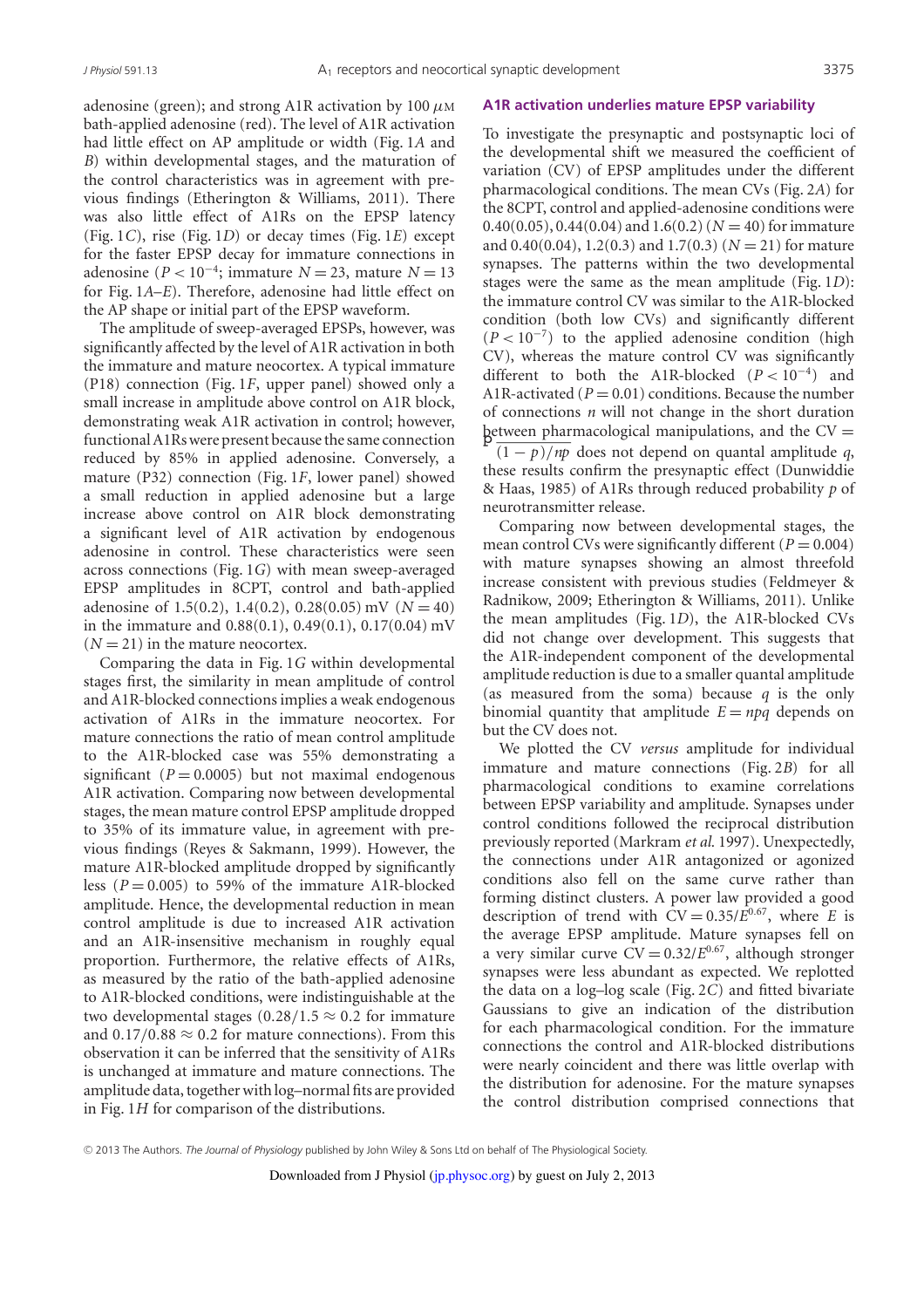adenosine (green); and strong A1R activation by 100 $\mu$M bath-applied adenosine (red). The level of A1R activation had little effect on AP amplitude or width (Fig. 1*A* and *B*) within developmental stages, and the maturation of the control characteristics was in agreement with previous findings (Etherington & Williams, 2011). There was also little effect of A1Rs on the EPSP latency (Fig. 1*C*), rise (Fig. 1*D*) or decay times (Fig. 1*E*) except for the faster EPSP decay for immature connections in adenosine ($P < 10^{-4}$; immature $N = 23$, mature $N = 13$ for Fig. 1*A*–*E*). Therefore, adenosine had little effect on the AP shape or initial part of the EPSP waveform.

The amplitude of sweep-averaged EPSPs, however, was significantly affected by the level of A1R activation in both the immature and mature neocortex. A typical immature (P18) connection (Fig. 1*F*, upper panel) showed only a small increase in amplitude above control on A1R block, demonstrating weak A1R activation in control; however, functional A1Rs were present because the same connection reduced by 85% in applied adenosine. Conversely, a mature (P32) connection (Fig. 1*F*, lower panel) showed a small reduction in applied adenosine but a large increase above control on A1R block demonstrating a significant level of A1R activation by endogenous adenosine in control. These characteristics were seen across connections (Fig. 1*G*) with mean sweep-averaged EPSP amplitudes in 8CPT, control and bath-applied adenosine of 1.5(0.2), 1.4(0.2), 0.28(0.05) mV ($N = 40$) in the immature and 0.88(0.1), 0.49(0.1), 0.17(0.04) mV ($N = 21$) in the mature neocortex.

Comparing the data in Fig. 1*G* within developmental stages first, the similarity in mean amplitude of control and A1R-blocked connections implies a weak endogenous activation of A1Rs in the immature neocortex. For mature connections the ratio of mean control amplitude to the A1R-blocked case was 55% demonstrating a significant ($P = 0.0005$) but not maximal endogenous A1R activation. Comparing now between developmental stages, the mean mature control EPSP amplitude dropped to 35% of its immature value, in agreement with previous findings (Reyes & Sakmann, 1999). However, the mature A1R-blocked amplitude dropped by significantly less ($P = 0.005$) to 59% of the immature A1R-blocked amplitude. Hence, the developmental reduction in mean control amplitude is due to increased A1R activation and an A1R-insensitive mechanism in roughly equal proportion. Furthermore, the relative effects of A1Rs, as measured by the ratio of the bath-applied adenosine to A1R-blocked conditions, were indistinguishable at the two developmental stages ($0.28/1.5 \approx 0.2$ for immature and $0.17/0.88 \approx 0.2$ for mature connections). From this observation it can be inferred that the sensitivity of A1Rs is unchanged at immature and mature connections. The amplitude data, together with log–normal fits are provided in Fig. 1*H* for comparison of the distributions.

### A1R activation underlies mature EPSP variability

To investigate the presynaptic and postsynaptic loci of the developmental shift we measured the coefficient of variation (CV) of EPSP amplitudes under the different pharmacological conditions. The mean CVs (Fig. 2*A*) for the 8CPT, control and applied-adenosine conditions were 0.40(0.05), 0.44(0.04) and 1.6(0.2) ($N = 40$) for immature and 0.40(0.04), 1.2(0.3) and 1.7(0.3) ($N = 21$) for mature synapses. The patterns within the two developmental stages were the same as the mean amplitude (Fig. 1*D*): the immature control CV was similar to the A1R-blocked condition (both low CVs) and significantly different ($P < 10^{-7}$) to the applied adenosine condition (high CV), whereas the mature control CV was significantly different to both the A1R-blocked ($P < 10^{-4}$) and A1R-activated ($P = 0.01$) conditions. Because the number of connections $n$ will not change in the short duration between pharmacological manipulations, and the $\mathrm{CV} = \sqrt{(1-p)/np}$ does not depend on quantal amplitude $q$, these results confirm the presynaptic effect (Dunwiddie & Haas, 1985) of A1Rs through reduced probability $p$ of neurotransmitter release.

Comparing now between developmental stages, the mean control CVs were significantly different ($P = 0.004$) with mature synapses showing an almost threefold increase consistent with previous studies (Feldmeyer & Radnikow, 2009; Etherington & Williams, 2011). Unlike the mean amplitudes (Fig. 1*D*), the A1R-blocked CVs did not change over development. This suggests that the A1R-independent component of the developmental amplitude reduction is due to a smaller quantal amplitude (as measured from the soma) because $q$ is the only binomial quantity that amplitude $E = npq$ depends on but the CV does not.

We plotted the CV *versus* amplitude for individual immature and mature connections (Fig. 2*B*) for all pharmacological conditions to examine correlations between EPSP variability and amplitude. Synapses under control conditions followed the reciprocal distribution previously reported (Markram *et al.* 1997). Unexpectedly, the connections under A1R antagonized or agonized conditions also fell on the same curve rather than forming distinct clusters. A power law provided a good description of trend with $\mathrm{CV} = 0.35/E^{0.67}$, where $E$ is the average EPSP amplitude. Mature synapses fell on a very similar curve $\mathrm{CV} = 0.32/E^{0.67}$, although stronger synapses were less abundant as expected. We replotted the data on a log–log scale (Fig. 2*C*) and fitted bivariate Gaussians to give an indication of the distribution for each pharmacological condition. For the immature connections the control and A1R-blocked distributions were nearly coincident and there was little overlap with the distribution for adenosine. For the mature synapses the control distribution comprised connections that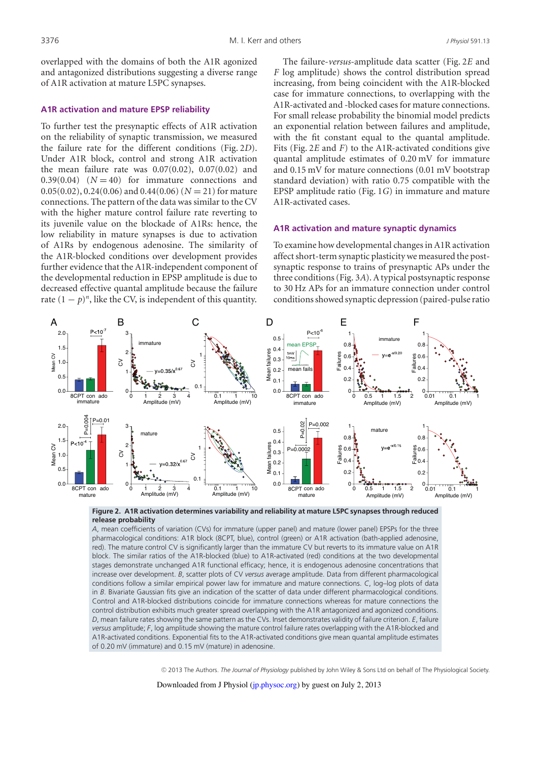overlapped with the domains of both the A1R agonized and antagonized distributions suggesting a diverse range of A1R activation at mature L5PC synapses.

### A1R activation and mature EPSP reliability

To further test the presynaptic effects of A1R activation on the reliability of synaptic transmission, we measured the failure rate for the different conditions (Fig. 2*D*). Under A1R block, control and strong A1R activation the mean failure rate was 0.07(0.02), 0.07(0.02) and 0.39(0.04) ($N = 40$) for immature connections and 0.05(0.02), 0.24(0.06) and 0.44(0.06) ($N = 21$) for mature connections. The pattern of the data was similar to the CV with the higher mature control failure rate reverting to its juvenile value on the blockade of A1Rs: hence, the low reliability in mature synapses is due to activation of A1Rs by endogenous adenosine. The similarity of the A1R-blocked conditions over development provides further evidence that the A1R-independent component of the developmental reduction in EPSP amplitude is due to decreased effective quantal amplitude because the failure rate $(1 - p)^n$, like the CV, is independent of this quantity.

The failure-*versus*-amplitude data scatter (Fig. 2*E* and *F* log amplitude) shows the control distribution spread increasing, from being coincident with the A1R-blocked case for immature connections, to overlapping with the A1R-activated and -blocked cases for mature connections. For small release probability the binomial model predicts an exponential relation between failures and amplitude, with the fit constant equal to the quantal amplitude. Fits (Fig. 2*E* and *F*) to the A1R-activated conditions give quantal amplitude estimates of 0.20 mV for immature and 0.15 mV for mature connections (0.01 mV bootstrap standard deviation) with ratio 0.75 compatible with the EPSP amplitude ratio (Fig. 1*G*) in immature and mature A1R-activated cases.

### A1R activation and mature synaptic dynamics

To examine how developmental changes in A1R activation affect short-term synaptic plasticity we measured the postsynaptic response to trains of presynaptic APs under the three conditions (Fig. 3*A*). A typical postsynaptic response to 30 Hz APs for an immature connection under control conditions showed synaptic depression (paired-pulse ratio

**Figure 2. A1R activation determines variability and reliability at mature L5PC synapses through reduced release probability**

*A*, mean coefficients of variation (CVs) for immature (upper panel) and mature (lower panel) EPSPs for the three pharmacological conditions: A1R block (8CPT, blue), control (green) or A1R activation (bath-applied adenosine, red). The mature control CV is significantly larger than the immature CV but reverts to its immature value on A1R block. The similar ratios of the A1R-blocked (blue) to A1R-activated (red) conditions at the two developmental stages demonstrate unchanged A1R functional efficacy; hence, it is endogenous adenosine concentrations that increase over development. *B*, scatter plots of CV *versus* average amplitude. Data from different pharmacological conditions follow a similar empirical power law for immature and mature connections. *C*, log–log plots of data in *B*. Bivariate Gaussian fits give an indication of the scatter of data under different pharmacological conditions. Control and A1R-blocked distributions coincide for immature connections whereas for mature connections the control distribution exhibits much greater spread overlapping with the A1R antagonized and agonized conditions. *D*, mean failure rates showing the same pattern as the CVs. Inset demonstrates validity of failure criterion. *E*, failure *versus* amplitude; *F*, log amplitude showing the mature control failure rates overlapping with the A1R-blocked and A1R-activated conditions. Exponential fits to the A1R-activated conditions give mean quantal amplitude estimates of 0.20 mV (immature) and 0.15 mV (mature) in adenosine.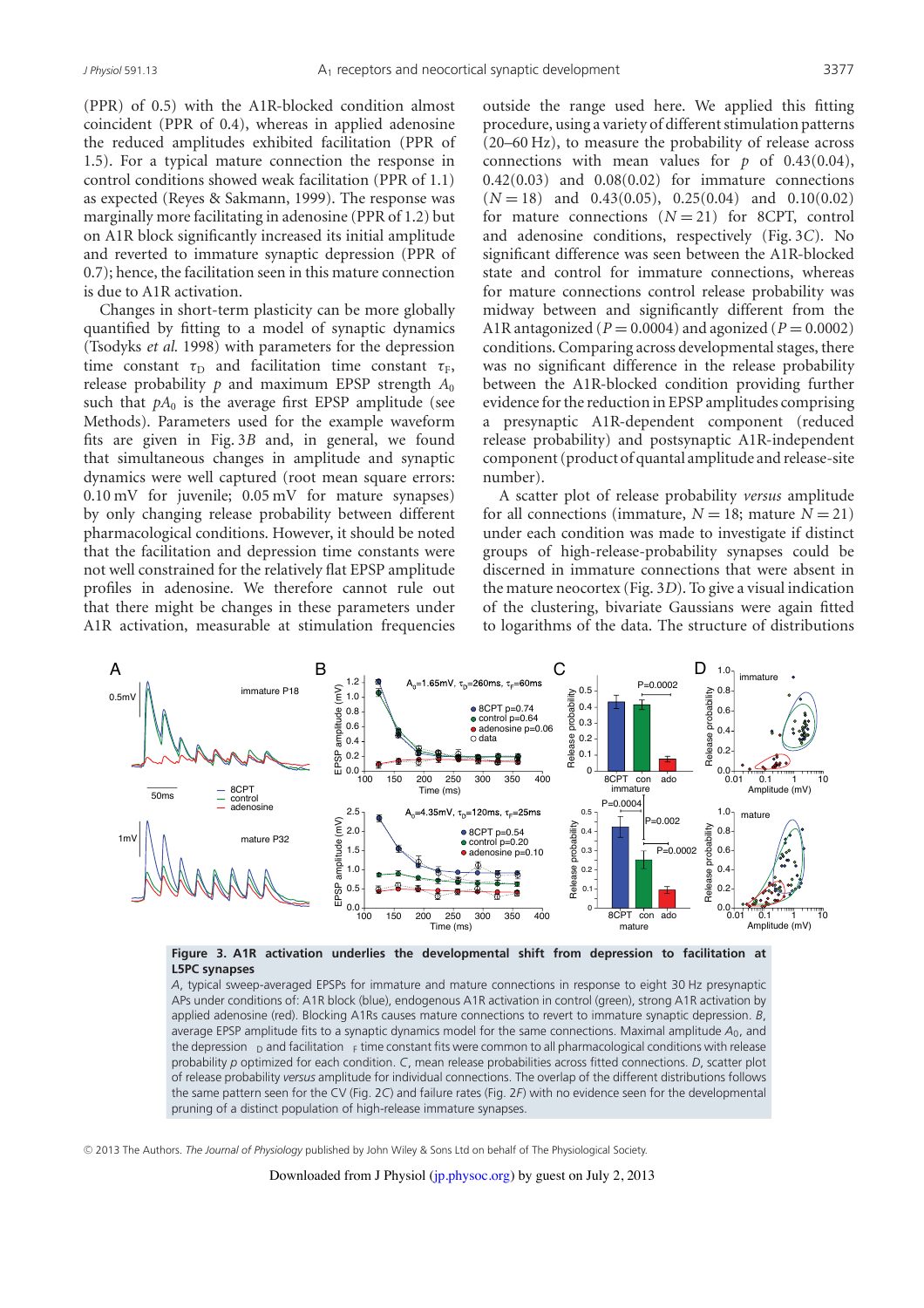(PPR) of 0.5) with the A1R-blocked condition almost coincident (PPR of 0.4), whereas in applied adenosine the reduced amplitudes exhibited facilitation (PPR of 1.5). For a typical mature connection the response in control conditions showed weak facilitation (PPR of 1.1) as expected (Reyes & Sakmann, 1999). The response was marginally more facilitating in adenosine (PPR of 1.2) but on A1R block significantly increased its initial amplitude and reverted to immature synaptic depression (PPR of 0.7); hence, the facilitation seen in this mature connection is due to A1R activation.

Changes in short-term plasticity can be more globally quantified by fitting to a model of synaptic dynamics (Tsodyks *et al.* 1998) with parameters for the depression time constant $\tau_D$ and facilitation time constant $\tau_F$, release probability $p$ and maximum EPSP strength $A_0$ such that $pA_0$ is the average first EPSP amplitude (see Methods). Parameters used for the example waveform fits are given in Fig. 3*B* and, in general, we found that simultaneous changes in amplitude and synaptic dynamics were well captured (root mean square errors: 0.10 mV for juvenile; 0.05 mV for mature synapses) by only changing release probability between different pharmacological conditions. However, it should be noted that the facilitation and depression time constants were not well constrained for the relatively flat EPSP amplitude profiles in adenosine. We therefore cannot rule out that there might be changes in these parameters under A1R activation, measurable at stimulation frequencies outside the range used here. We applied this fitting procedure, using a variety of different stimulation patterns (20–60 Hz), to measure the probability of release across connections with mean values for $p$ of 0.43(0.04), 0.42(0.03) and 0.08(0.02) for immature connections ($N = 18$) and 0.43(0.05), 0.25(0.04) and 0.10(0.02) for mature connections ($N = 21$) for 8CPT, control and adenosine conditions, respectively (Fig. 3*C*). No significant difference was seen between the A1R-blocked state and control for immature connections, whereas for mature connections control release probability was midway between and significantly different from the A1R antagonized ($P = 0.0004$) and agonized ($P = 0.0002$) conditions. Comparing across developmental stages, there was no significant difference in the release probability between the A1R-blocked condition providing further evidence for the reduction in EPSP amplitudes comprising a presynaptic A1R-dependent component (reduced release probability) and postsynaptic A1R-independent component (product of quantal amplitude and release-site number).

A scatter plot of release probability *versus* amplitude for all connections (immature, $N = 18$; mature $N = 21$) under each condition was made to investigate if distinct groups of high-release-probability synapses could be discerned in immature connections that were absent in the mature neocortex (Fig. 3*D*). To give a visual indication of the clustering, bivariate Gaussians were again fitted to logarithms of the data. The structure of distributions

**Figure 3. A1R activation underlies the developmental shift from depression to facilitation at L5PC synapses**

*A*, typical sweep-averaged EPSPs for immature and mature connections in response to eight 30 Hz presynaptic APs under conditions of: A1R block (blue), endogenous A1R activation in control (green), strong A1R activation by applied adenosine (red). Blocking A1Rs causes mature connections to revert to immature synaptic depression. *B*, average EPSP amplitude fits to a synaptic dynamics model for the same connections. Maximal amplitude $A_0$, and the depression $\tau_D$ and facilitation $\tau_F$ time constant fits were common to all pharmacological conditions with release probability $p$ optimized for each condition. *C*, mean release probabilities across fitted connections. *D*, scatter plot of release probability *versus* amplitude for individual connections. The overlap of the different distributions follows the same pattern seen for the CV (Fig. 2*C*) and failure rates (Fig. 2*F*) with no evidence seen for the developmental pruning of a distinct population of high-release immature synapses.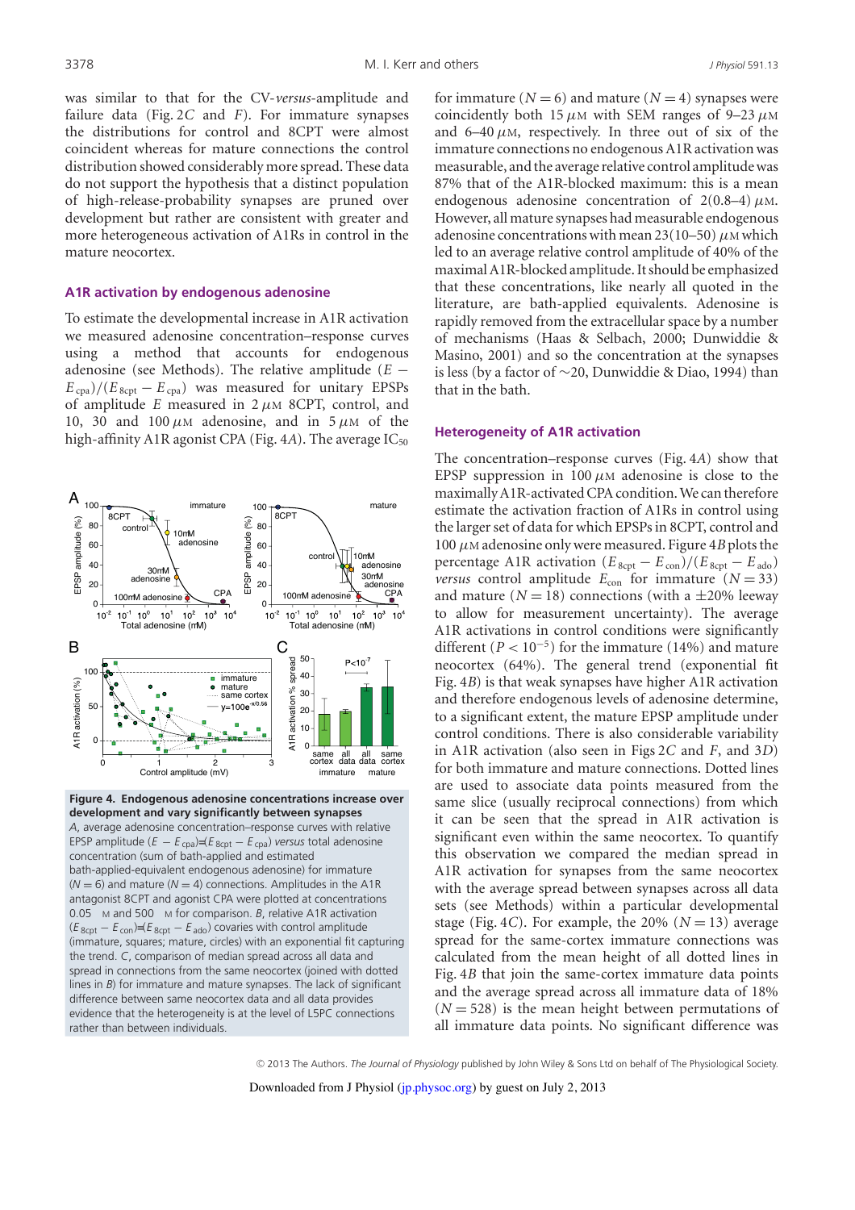was similar to that for the CV-*versus*-amplitude and failure data (Fig. 2*C* and *F*). For immature synapses the distributions for control and 8CPT were almost coincident whereas for mature connections the control distribution showed considerably more spread. These data do not support the hypothesis that a distinct population of high-release-probability synapses are pruned over development but rather are consistent with greater and more heterogeneous activation of A1Rs in control in the mature neocortex.

### A1R activation by endogenous adenosine

To estimate the developmental increase in A1R activation we measured adenosine concentration–response curves using a method that accounts for endogenous adenosine (see Methods). The relative amplitude $(E - E_{cpa})/(E_{8cpt} - E_{cpa})$ was measured for unitary EPSPs of amplitude $E$ measured in 2 $\mu$M 8CPT, control, and 10, 30 and 100 $\mu$M adenosine, and in 5 $\mu$M of the high-affinity A1R agonist CPA (Fig. 4*A*). The average $IC_{50}$ for immature ($N = 6$) and mature ($N = 4$) synapses were coincidently both 15 $\mu$M with SEM ranges of 9–23 $\mu$M and 6–40 $\mu$M, respectively. In three out of six of the immature connections no endogenous A1R activation was measurable, and the average relative control amplitude was 87% that of the A1R-blocked maximum: this is a mean endogenous adenosine concentration of 2(0.8–4) $\mu$M. However, all mature synapses had measurable endogenous adenosine concentrations with mean 23(10–50) $\mu$M which led to an average relative control amplitude of 40% of the maximal A1R-blocked amplitude. It should be emphasized that these concentrations, like nearly all quoted in the literature, are bath-applied equivalents. Adenosine is rapidly removed from the extracellular space by a number of mechanisms (Haas & Selbach, 2000; Dunwiddie & Masino, 2001) and so the concentration at the synapses is less (by a factor of ∼20, Dunwiddie & Diao, 1994) than that in the bath.

**Figure 4. Endogenous adenosine concentrations increase over development and vary significantly between synapses**
*A*, average adenosine concentration–response curves with relative EPSP amplitude $(E - E_{cpa})/(E_{8cpt} - E_{cpa})$ *versus* total adenosine concentration (sum of bath-applied and estimated bath-applied-equivalent endogenous adenosine) for immature ($N = 6$) and mature ($N = 4$) connections. Amplitudes in the A1R antagonist 8CPT and agonist CPA were plotted at concentrations 0.05 $\mu$M and 500 $\mu$M for comparison. *B*, relative A1R activation $(E_{8cpt} - E_{con})/(E_{8cpt} - E_{ado})$ covaries with control amplitude (immature, squares; mature, circles) with an exponential fit capturing the trend. *C*, comparison of median spread across all data and spread in connections from the same neocortex (joined with dotted lines in *B*) for immature and mature synapses. The lack of significant difference between same neocortex data and all data provides evidence that the heterogeneity is at the level of L5PC connections rather than between individuals.

### Heterogeneity of A1R activation

The concentration–response curves (Fig. 4*A*) show that EPSP suppression in 100 $\mu$M adenosine is close to the maximally A1R-activated CPA condition. We can therefore estimate the activation fraction of A1Rs in control using the larger set of data for which EPSPs in 8CPT, control and 100 $\mu$M adenosine only were measured. Figure 4*B* plots the percentage A1R activation $(E_{8cpt} - E_{con})/(E_{8cpt} - E_{ado})$ *versus* control amplitude $E_{con}$ for immature ($N = 33$) and mature ($N = 18$) connections (with a ±20% leeway to allow for measurement uncertainty). The average A1R activations in control conditions were significantly different ($P < 10^{-5}$) for the immature (14%) and mature neocortex (64%). The general trend (exponential fit Fig. 4*B*) is that weak synapses have higher A1R activation and therefore endogenous levels of adenosine determine, to a significant extent, the mature EPSP amplitude under control conditions. There is also considerable variability in A1R activation (also seen in Figs 2*C* and *F*, and 3*D*) for both immature and mature connections. Dotted lines are used to associate data points measured from the same slice (usually reciprocal connections) from which it can be seen that the spread in A1R activation is significant even within the same neocortex. To quantify this observation we compared the median spread in A1R activation for synapses from the same neocortex with the average spread between synapses across all data sets (see Methods) within a particular developmental stage (Fig. 4*C*). For example, the 20% ($N = 13$) average spread for the same-cortex immature connections was calculated from the mean height of all dotted lines in Fig. 4*B* that join the same-cortex immature data points and the average spread across all immature data of 18% ($N = 528$) is the mean height between permutations of all immature data points. No significant difference was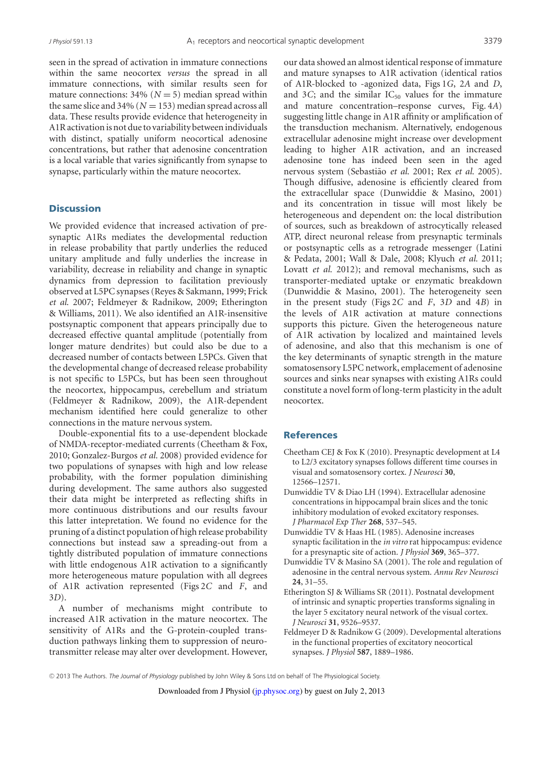seen in the spread of activation in immature connections within the same neocortex *versus* the spread in all immature connections, with similar results seen for mature connections: 34% ($N = 5$) median spread within the same slice and 34% ($N = 153$) median spread across all data. These results provide evidence that heterogeneity in A1R activation is not due to variability between individuals with distinct, spatially uniform neocortical adenosine concentrations, but rather that adenosine concentration is a local variable that varies significantly from synapse to synapse, particularly within the mature neocortex.

## Discussion

We provided evidence that increased activation of presynaptic A1Rs mediates the developmental reduction in release probability that partly underlies the reduced unitary amplitude and fully underlies the increase in variability, decrease in reliability and change in synaptic dynamics from depression to facilitation previously observed at L5PC synapses (Reyes & Sakmann, 1999; Frick *et al.* 2007; Feldmeyer & Radnikow, 2009; Etherington & Williams, 2011). We also identified an A1R-insensitive postsynaptic component that appears principally due to decreased effective quantal amplitude (potentially from longer mature dendrites) but could also be due to a decreased number of contacts between L5PCs. Given that the developmental change of decreased release probability is not specific to L5PCs, but has been seen throughout the neocortex, hippocampus, cerebellum and striatum (Feldmeyer & Radnikow, 2009), the A1R-dependent mechanism identified here could generalize to other connections in the mature nervous system.

Double-exponential fits to a use-dependent blockade of NMDA-receptor-mediated currents (Cheetham & Fox, 2010; Gonzalez-Burgos *et al.* 2008) provided evidence for two populations of synapses with high and low release probability, with the former population diminishing during development. The same authors also suggested their data might be interpreted as reflecting shifts in more continuous distributions and our results favour this latter intepretation. We found no evidence for the pruning of a distinct population of high release probability connections but instead saw a spreading-out from a tightly distributed population of immature connections with little endogenous A1R activation to a significantly more heterogeneous mature population with all degrees of A1R activation represented (Figs 2*C* and *F*, and 3*D*).

A number of mechanisms might contribute to increased A1R activation in the mature neocortex. The sensitivity of A1Rs and the G-protein-coupled transduction pathways linking them to suppression of neurotransmitter release may alter over development. However, our data showed an almost identical response of immature and mature synapses to A1R activation (identical ratios of A1R-blocked to -agonized data, Figs 1*G*, 2*A* and *D*, and 3*C*; and the similar $IC_{50}$ values for the immature and mature concentration–response curves, Fig. 4*A*) suggesting little change in A1R affinity or amplification of the transduction mechanism. Alternatively, endogenous extracellular adenosine might increase over development leading to higher A1R activation, and an increased adenosine tone has indeed been seen in the aged nervous system (Sebastião *et al.* 2001; Rex *et al.* 2005). Though diffusive, adenosine is efficiently cleared from the extracellular space (Dunwiddie & Masino, 2001) and its concentration in tissue will most likely be heterogeneous and dependent on: the local distribution of sources, such as breakdown of astrocytically released ATP, direct neuronal release from presynaptic terminals or postsynaptic cells as a retrograde messenger (Latini & Pedata, 2001; Wall & Dale, 2008; Klyuch *et al.* 2011; Lovatt *et al.* 2012); and removal mechanisms, such as transporter-mediated uptake or enzymatic breakdown (Dunwiddie & Masino, 2001). The heterogeneity seen in the present study (Figs 2*C* and *F*, 3*D* and 4*B*) in the levels of A1R activation at mature connections supports this picture. Given the heterogeneous nature of A1R activation by localized and maintained levels of adenosine, and also that this mechanism is one of the key determinants of synaptic strength in the mature somatosensory L5PC network, emplacement of adenosine sources and sinks near synapses with existing A1Rs could constitute a novel form of long-term plasticity in the adult neocortex.

## References

Cheetham CEJ & Fox K (2010). Presynaptic development at L4 to L2/3 excitatory synapses follows different time courses in visual and somatosensory cortex. *J Neurosci* **30**, 12566–12571.

Dunwiddie TV & Diao LH (1994). Extracellular adenosine concentrations in hippocampal brain slices and the tonic inhibitory modulation of evoked excitatory responses. *J Pharmacol Exp Ther* **268**, 537–545.

Dunwiddie TV & Haas HL (1985). Adenosine increases synaptic facilitation in the *in vitro* rat hippocampus: evidence for a presynaptic site of action. *J Physiol* **369**, 365–377.

Dunwiddie TV & Masino SA (2001). The role and regulation of adenosine in the central nervous system. *Annu Rev Neurosci* **24**, 31–55.

Etherington SJ & Williams SR (2011). Postnatal development of intrinsic and synaptic properties transforms signaling in the layer 5 excitatory neural network of the visual cortex. *J Neurosci* **31**, 9526–9537.

Feldmeyer D & Radnikow G (2009). Developmental alterations in the functional properties of excitatory neocortical synapses. *J Physiol* **587**, 1889–1986.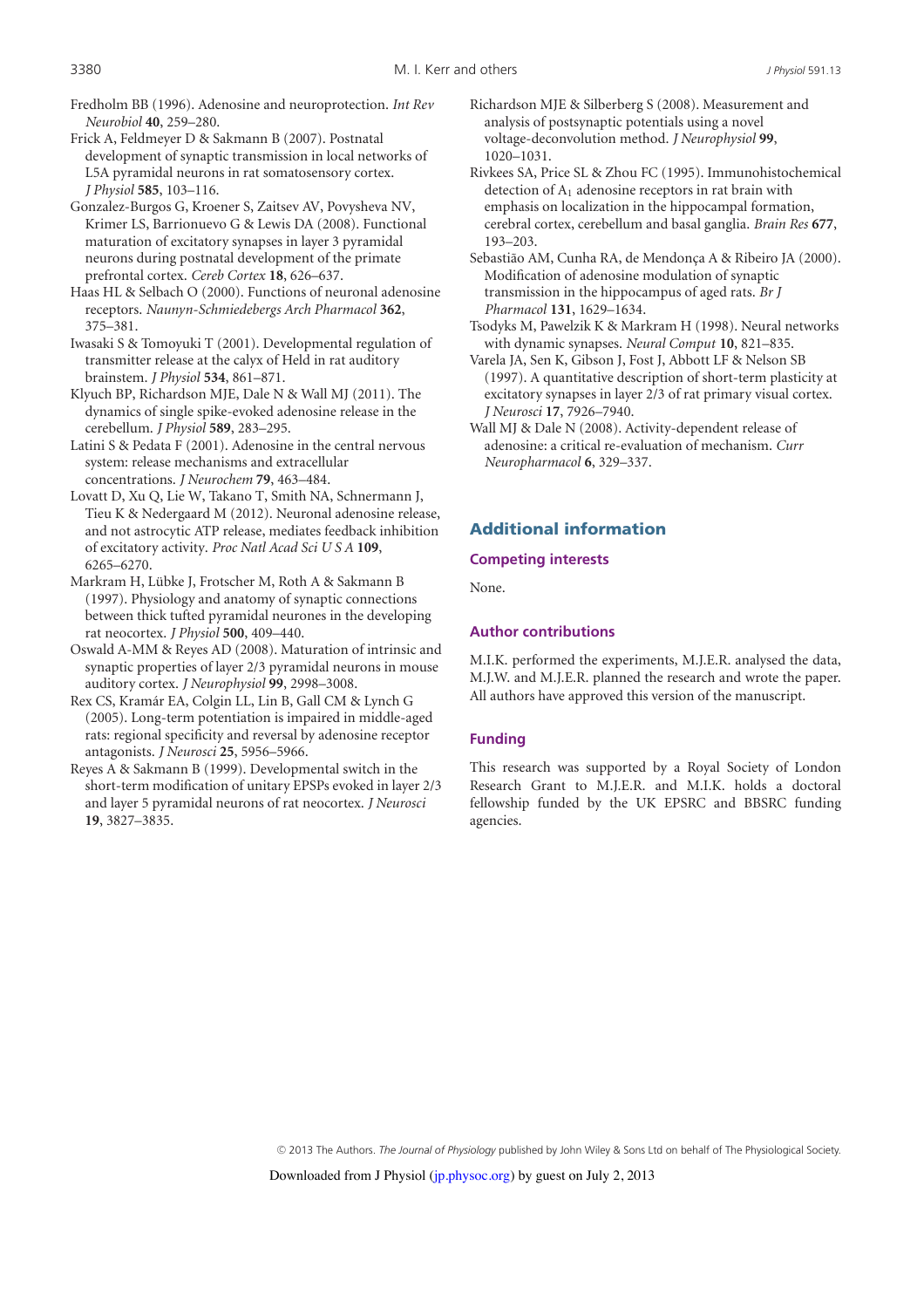Fredholm BB (1996). Adenosine and neuroprotection. *Int Rev Neurobiol* **40**, 259–280.

Frick A, Feldmeyer D & Sakmann B (2007). Postnatal development of synaptic transmission in local networks of L5A pyramidal neurons in rat somatosensory cortex. *J Physiol* **585**, 103–116.

Gonzalez-Burgos G, Kroener S, Zaitsev AV, Povysheva NV, Krimer LS, Barrionuevo G & Lewis DA (2008). Functional maturation of excitatory synapses in layer 3 pyramidal neurons during postnatal development of the primate prefrontal cortex. *Cereb Cortex* **18**, 626–637.

Haas HL & Selbach O (2000). Functions of neuronal adenosine receptors. *Naunyn-Schmiedebergs Arch Pharmacol* **362**, 375–381.

Iwasaki S & Tomoyuki T (2001). Developmental regulation of transmitter release at the calyx of Held in rat auditory brainstem. *J Physiol* **534**, 861–871.

Klyuch BP, Richardson MJE, Dale N & Wall MJ (2011). The dynamics of single spike-evoked adenosine release in the cerebellum. *J Physiol* **589**, 283–295.

Latini S & Pedata F (2001). Adenosine in the central nervous system: release mechanisms and extracellular concentrations. *J Neurochem* **79**, 463–484.

Lovatt D, Xu Q, Lie W, Takano T, Smith NA, Schnermann J, Tieu K & Nedergaard M (2012). Neuronal adenosine release, and not astrocytic ATP release, mediates feedback inhibition of excitatory activity. *Proc Natl Acad Sci U S A* **109**, 6265–6270.

Markram H, Lübke J, Frotscher M, Roth A & Sakmann B (1997). Physiology and anatomy of synaptic connections between thick tufted pyramidal neurones in the developing rat neocortex. *J Physiol* **500**, 409–440.

Oswald A-MM & Reyes AD (2008). Maturation of intrinsic and synaptic properties of layer 2/3 pyramidal neurons in mouse auditory cortex. *J Neurophysiol* **99**, 2998–3008.

Rex CS, Kramár EA, Colgin LL, Lin B, Gall CM & Lynch G (2005). Long-term potentiation is impaired in middle-aged rats: regional specificity and reversal by adenosine receptor antagonists. *J Neurosci* **25**, 5956–5966.

Reyes A & Sakmann B (1999). Developmental switch in the short-term modification of unitary EPSPs evoked in layer 2/3 and layer 5 pyramidal neurons of rat neocortex. *J Neurosci* **19**, 3827–3835.

Richardson MJE & Silberberg S (2008). Measurement and analysis of postsynaptic potentials using a novel voltage-deconvolution method. *J Neurophysiol* **99**, 1020–1031.

Rivkees SA, Price SL & Zhou FC (1995). Immunohistochemical detection of $A_1$ adenosine receptors in rat brain with emphasis on localization in the hippocampal formation, cerebral cortex, cerebellum and basal ganglia. *Brain Res* **677**, 193–203.

Sebastião AM, Cunha RA, de Mendonça A & Ribeiro JA (2000). Modification of adenosine modulation of synaptic transmission in the hippocampus of aged rats. *Br J Pharmacol* **131**, 1629–1634.

Tsodyks M, Pawelzik K & Markram H (1998). Neural networks with dynamic synapses. *Neural Comput* **10**, 821–835.

Varela JA, Sen K, Gibson J, Fost J, Abbott LF & Nelson SB (1997). A quantitative description of short-term plasticity at excitatory synapses in layer 2/3 of rat primary visual cortex. *J Neurosci* **17**, 7926–7940.

Wall MJ & Dale N (2008). Activity-dependent release of adenosine: a critical re-evaluation of mechanism. *Curr Neuropharmacol* **6**, 329–337.

## Additional information

### Competing interests

None.

### Author contributions

M.I.K. performed the experiments, M.J.E.R. analysed the data, M.J.W. and M.J.E.R. planned the research and wrote the paper. All authors have approved this version of the manuscript.

### Funding

This research was supported by a Royal Society of London Research Grant to M.J.E.R. and M.I.K. holds a doctoral fellowship funded by the UK EPSRC and BBSRC funding agencies.